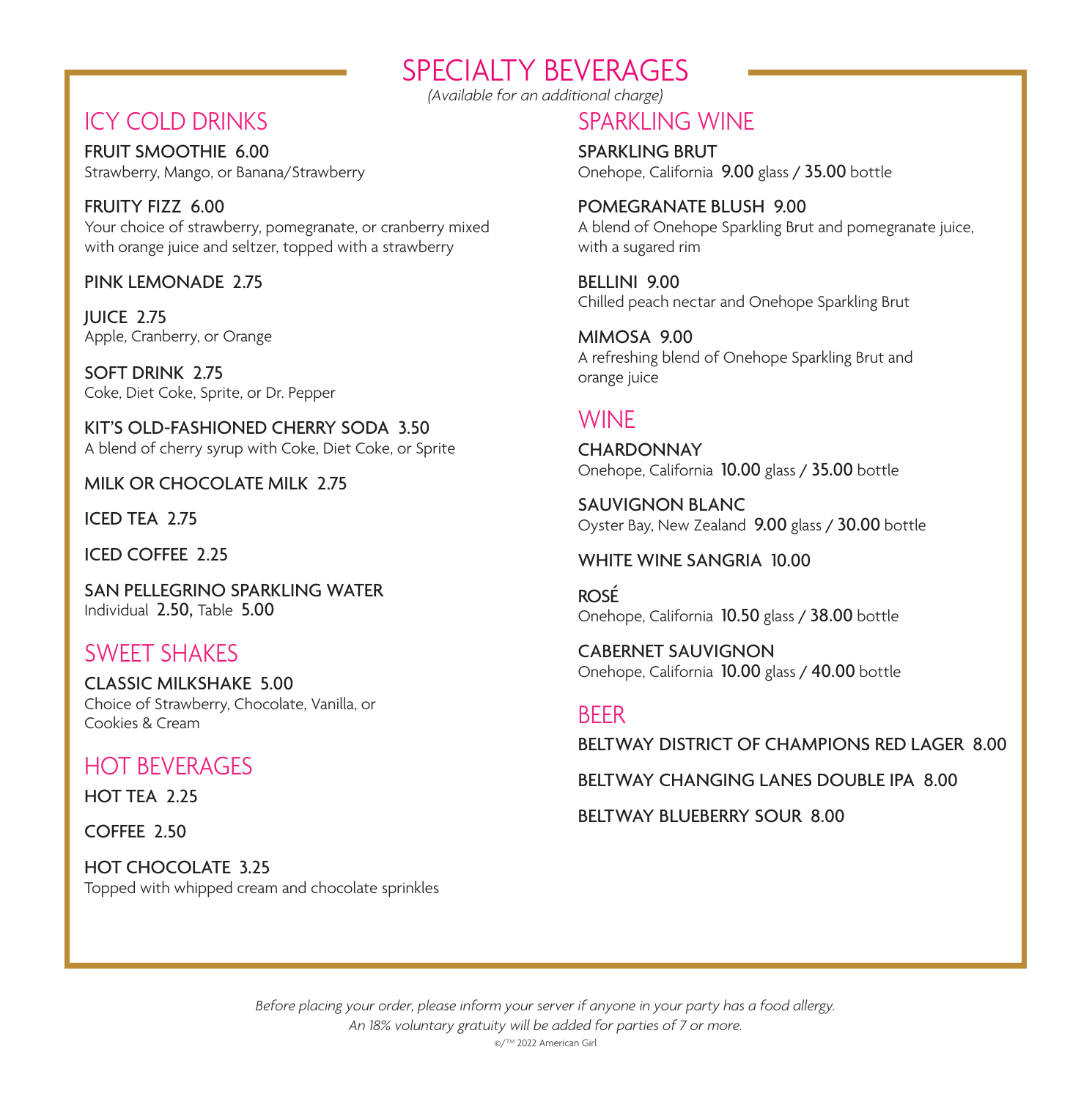# SPECIALTY BEVERAGES

*(Available for an additional charge)*

## ICY COLD DRINKS

**FRUIT SMOOTHIE 6.00**
Strawberry, Mango, or Banana/Strawberry

**FRUITY FIZZ 6.00**
Your choice of strawberry, pomegranate, or cranberry mixed with orange juice and seltzer, topped with a strawberry

**PINK LEMONADE 2.75**

**JUICE 2.75**
Apple, Cranberry, or Orange

**SOFT DRINK 2.75**
Coke, Diet Coke, Sprite, or Dr. Pepper

**KIT'S OLD-FASHIONED CHERRY SODA 3.50**
A blend of cherry syrup with Coke, Diet Coke, or Sprite

**MILK OR CHOCOLATE MILK 2.75**

**ICED TEA 2.75**

**ICED COFFEE 2.25**

**SAN PELLEGRINO SPARKLING WATER**
Individual **2.50,** Table **5.00**

## SWEET SHAKES

**CLASSIC MILKSHAKE 5.00**
Choice of Strawberry, Chocolate, Vanilla, or Cookies & Cream

## HOT BEVERAGES

**HOT TEA 2.25**

**COFFEE 2.50**

**HOT CHOCOLATE 3.25**
Topped with whipped cream and chocolate sprinkles

## SPARKLING WINE

**SPARKLING BRUT**
Onehope, California **9.00** glass / **35.00** bottle

**POMEGRANATE BLUSH 9.00**
A blend of Onehope Sparkling Brut and pomegranate juice, with a sugared rim

**BELLINI 9.00**
Chilled peach nectar and Onehope Sparkling Brut

**MIMOSA 9.00**
A refreshing blend of Onehope Sparkling Brut and orange juice

## WINE

**CHARDONNAY**
Onehope, California **10.00** glass / **35.00** bottle

**SAUVIGNON BLANC**
Oyster Bay, New Zealand **9.00** glass / **30.00** bottle

**WHITE WINE SANGRIA 10.00**

**ROSÉ**
Onehope, California **10.50** glass / **38.00** bottle

**CABERNET SAUVIGNON**
Onehope, California **10.00** glass / **40.00** bottle

## BEER

**BELTWAY DISTRICT OF CHAMPIONS RED LAGER 8.00**

**BELTWAY CHANGING LANES DOUBLE IPA 8.00**

**BELTWAY BLUEBERRY SOUR 8.00**

*Before placing your order, please inform your server if anyone in your party has a food allergy.*
*An 18% voluntary gratuity will be added for parties of 7 or more.*

©/™ 2022 American Girl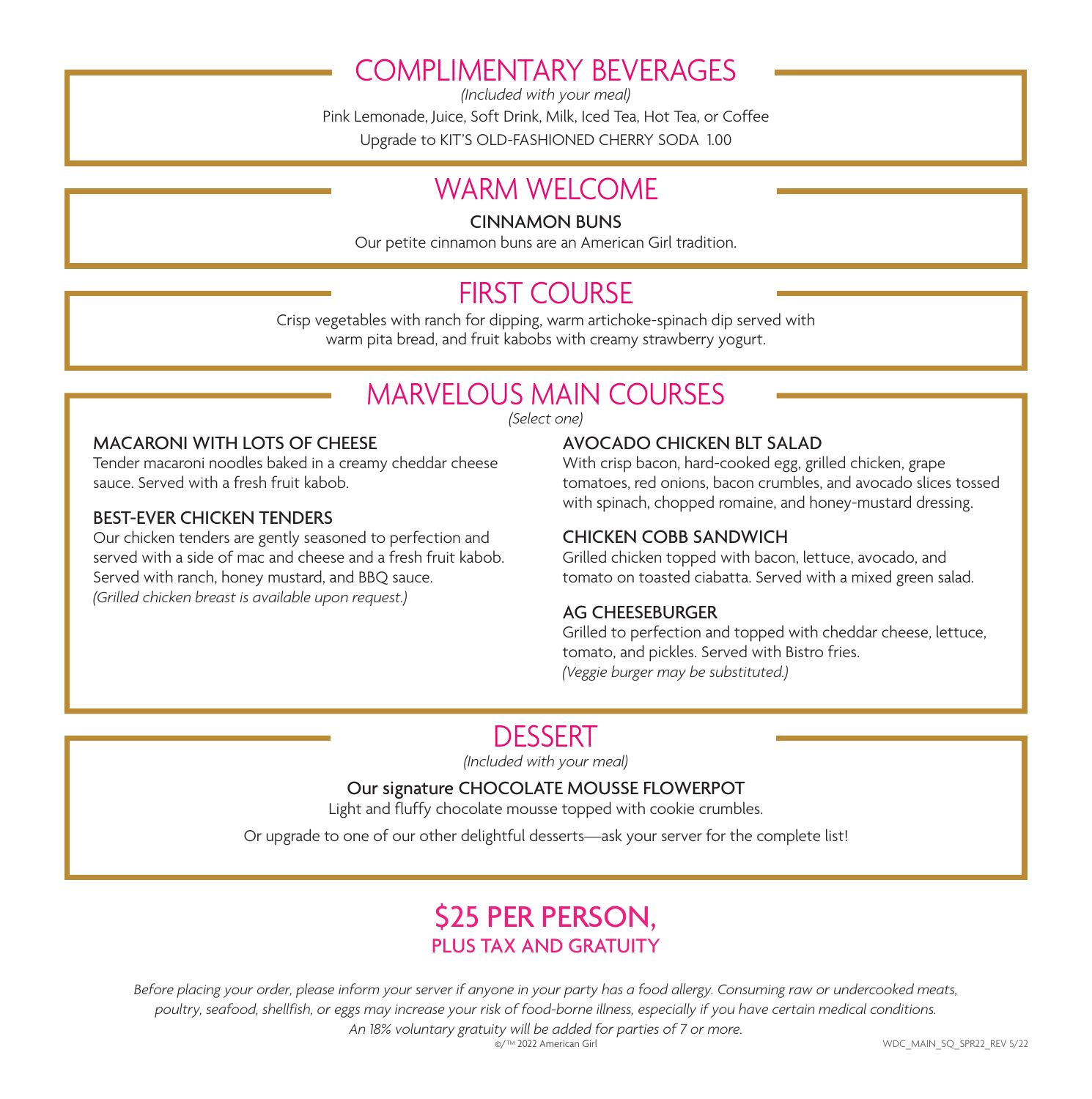## COMPLIMENTARY BEVERAGES

*(Included with your meal)*

Pink Lemonade, Juice, Soft Drink, Milk, Iced Tea, Hot Tea, or Coffee

Upgrade to KIT'S OLD-FASHIONED CHERRY SODA 1.00

## WARM WELCOME

**CINNAMON BUNS**

Our petite cinnamon buns are an American Girl tradition.

## FIRST COURSE

Crisp vegetables with ranch for dipping, warm artichoke-spinach dip served with warm pita bread, and fruit kabobs with creamy strawberry yogurt.

## MARVELOUS MAIN COURSES

*(Select one)*

**MACARONI WITH LOTS OF CHEESE**

Tender macaroni noodles baked in a creamy cheddar cheese sauce. Served with a fresh fruit kabob.

**BEST-EVER CHICKEN TENDERS**

Our chicken tenders are gently seasoned to perfection and served with a side of mac and cheese and a fresh fruit kabob. Served with ranch, honey mustard, and BBQ sauce.
*(Grilled chicken breast is available upon request.)*

**AVOCADO CHICKEN BLT SALAD**

With crisp bacon, hard-cooked egg, grilled chicken, grape tomatoes, red onions, bacon crumbles, and avocado slices tossed with spinach, chopped romaine, and honey-mustard dressing.

**CHICKEN COBB SANDWICH**

Grilled chicken topped with bacon, lettuce, avocado, and tomato on toasted ciabatta. Served with a mixed green salad.

**AG CHEESEBURGER**

Grilled to perfection and topped with cheddar cheese, lettuce, tomato, and pickles. Served with Bistro fries.
*(Veggie burger may be substituted.)*

## DESSERT

*(Included with your meal)*

**Our signature CHOCOLATE MOUSSE FLOWERPOT**

Light and fluffy chocolate mousse topped with cookie crumbles.

Or upgrade to one of our other delightful desserts—ask your server for the complete list!

## $25 PER PERSON,
### PLUS TAX AND GRATUITY

*Before placing your order, please inform your server if anyone in your party has a food allergy. Consuming raw or undercooked meats, poultry, seafood, shellfish, or eggs may increase your risk of food-borne illness, especially if you have certain medical conditions. An 18% voluntary gratuity will be added for parties of 7 or more.*

©/™ 2022 American Girl

WDC_MAIN_SQ_SPR22_REV 5/22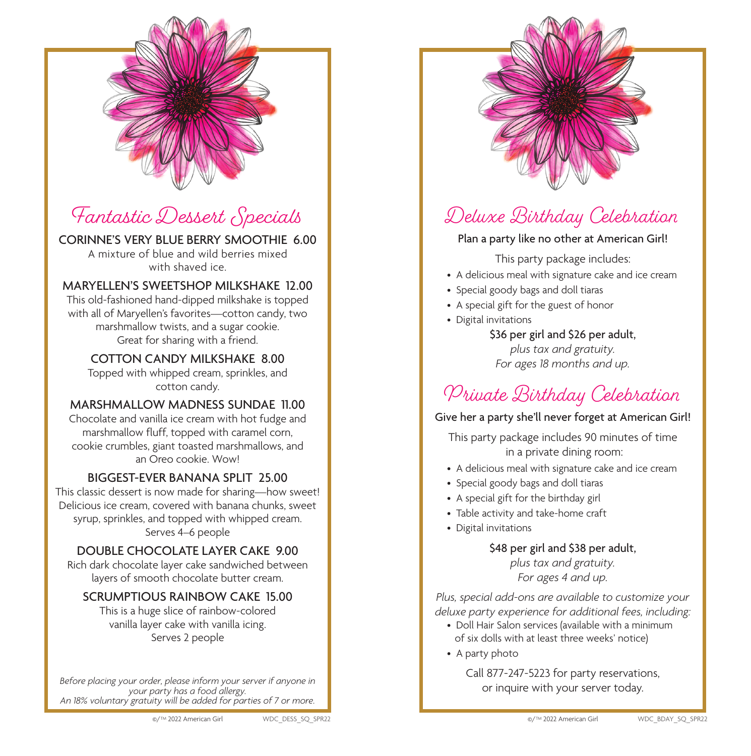# Fantastic Dessert Specials

**CORINNE'S VERY BLUE BERRY SMOOTHIE 6.00**
A mixture of blue and wild berries mixed with shaved ice.

**MARYELLEN'S SWEETSHOP MILKSHAKE 12.00**
This old-fashioned hand-dipped milkshake is topped with all of Maryellen's favorites—cotton candy, two marshmallow twists, and a sugar cookie. Great for sharing with a friend.

**COTTON CANDY MILKSHAKE 8.00**
Topped with whipped cream, sprinkles, and cotton candy.

**MARSHMALLOW MADNESS SUNDAE 11.00**
Chocolate and vanilla ice cream with hot fudge and marshmallow fluff, topped with caramel corn, cookie crumbles, giant toasted marshmallows, and an Oreo cookie. Wow!

**BIGGEST-EVER BANANA SPLIT 25.00**
This classic dessert is now made for sharing—how sweet! Delicious ice cream, covered with banana chunks, sweet syrup, sprinkles, and topped with whipped cream. Serves 4–6 people

**DOUBLE CHOCOLATE LAYER CAKE 9.00**
Rich dark chocolate layer cake sandwiched between layers of smooth chocolate butter cream.

**SCRUMPTIOUS RAINBOW CAKE 15.00**
This is a huge slice of rainbow-colored vanilla layer cake with vanilla icing. Serves 2 people

*Before placing your order, please inform your server if anyone in your party has a food allergy.*
*An 18% voluntary gratuity will be added for parties of 7 or more.*

©/™ 2022 American Girl WDC_DESS_SQ_SPR22

# Deluxe Birthday Celebration

Plan a party like no other at American Girl!

This party package includes:

- A delicious meal with signature cake and ice cream
- Special goody bags and doll tiaras
- A special gift for the guest of honor
- Digital invitations

$36 per girl and $26 per adult,
*plus tax and gratuity.*
*For ages 18 months and up.*

# Private Birthday Celebration

Give her a party she'll never forget at American Girl!

This party package includes 90 minutes of time in a private dining room:

- A delicious meal with signature cake and ice cream
- Special goody bags and doll tiaras
- A special gift for the birthday girl
- Table activity and take-home craft
- Digital invitations

$48 per girl and $38 per adult,
*plus tax and gratuity.*
*For ages 4 and up.*

*Plus, special add-ons are available to customize your deluxe party experience for additional fees, including:*

- Doll Hair Salon services (available with a minimum of six dolls with at least three weeks' notice)
- A party photo

Call 877-247-5223 for party reservations, or inquire with your server today.

©/™ 2022 American Girl WDC_BDAY_SQ_SPR22